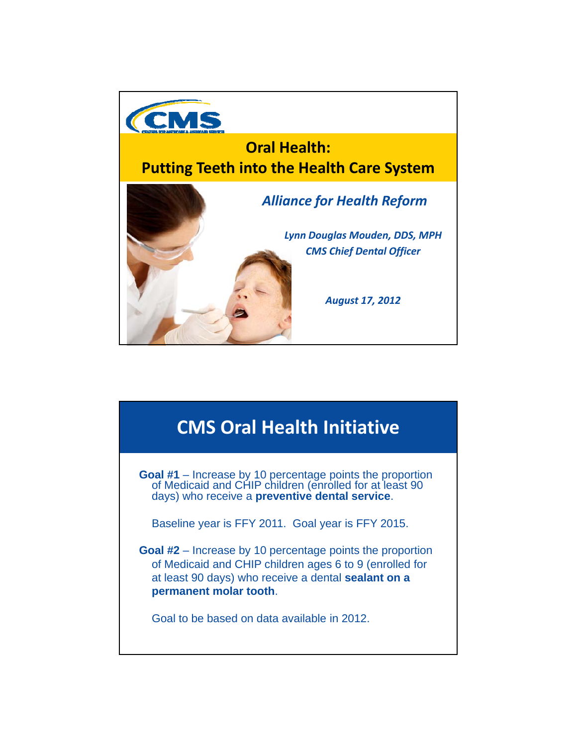# Oral Health: Putting Teeth into the Health Care System

***Alliance for Health Reform***

***Lynn Douglas Mouden, DDS, MPH***
***CMS Chief Dental Officer***

***August 17, 2012***

## CMS Oral Health Initiative

**Goal #1** – Increase by 10 percentage points the proportion of Medicaid and CHIP children (enrolled for at least 90 days) who receive a **preventive dental service**.

Baseline year is FFY 2011. Goal year is FFY 2015.

**Goal #2** – Increase by 10 percentage points the proportion of Medicaid and CHIP children ages 6 to 9 (enrolled for at least 90 days) who receive a dental **sealant on a permanent molar tooth**.

Goal to be based on data available in 2012.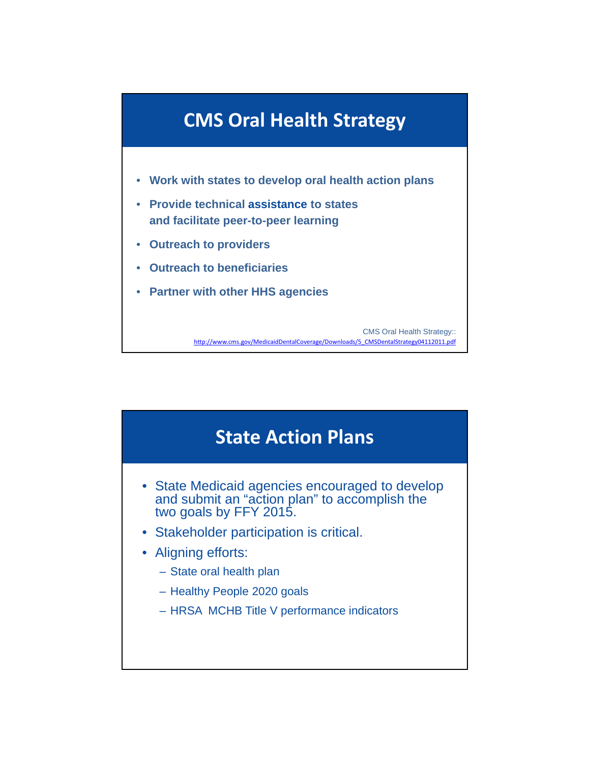## CMS Oral Health Strategy

- **Work with states to develop oral health action plans**
- **Provide technical assistance to states and facilitate peer-to-peer learning**
- **Outreach to providers**
- **Outreach to beneficiaries**
- **Partner with other HHS agencies**

CMS Oral Health Strategy::
http://www.cms.gov/MedicaidDentalCoverage/Downloads/5_CMSDentalStrategy04112011.pdf

## State Action Plans

- State Medicaid agencies encouraged to develop and submit an "action plan" to accomplish the two goals by FFY 2015.
- Stakeholder participation is critical.
- Aligning efforts:
  - State oral health plan
  - Healthy People 2020 goals
  - HRSA MCHB Title V performance indicators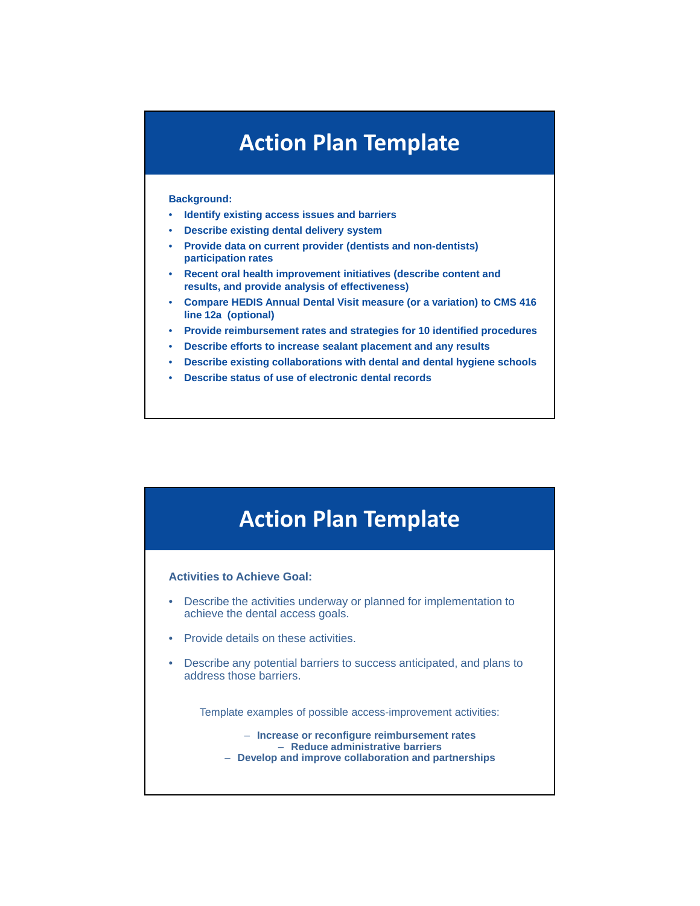# Action Plan Template

**Background:**

- **Identify existing access issues and barriers**
- **Describe existing dental delivery system**
- **Provide data on current provider (dentists and non-dentists) participation rates**
- **Recent oral health improvement initiatives (describe content and results, and provide analysis of effectiveness)**
- **Compare HEDIS Annual Dental Visit measure (or a variation) to CMS 416 line 12a (optional)**
- **Provide reimbursement rates and strategies for 10 identified procedures**
- **Describe efforts to increase sealant placement and any results**
- **Describe existing collaborations with dental and dental hygiene schools**
- **Describe status of use of electronic dental records**

# Action Plan Template

**Activities to Achieve Goal:**

- Describe the activities underway or planned for implementation to achieve the dental access goals.
- Provide details on these activities.
- Describe any potential barriers to success anticipated, and plans to address those barriers.

Template examples of possible access-improvement activities:

- **Increase or reconfigure reimbursement rates**
- **Reduce administrative barriers**
- **Develop and improve collaboration and partnerships**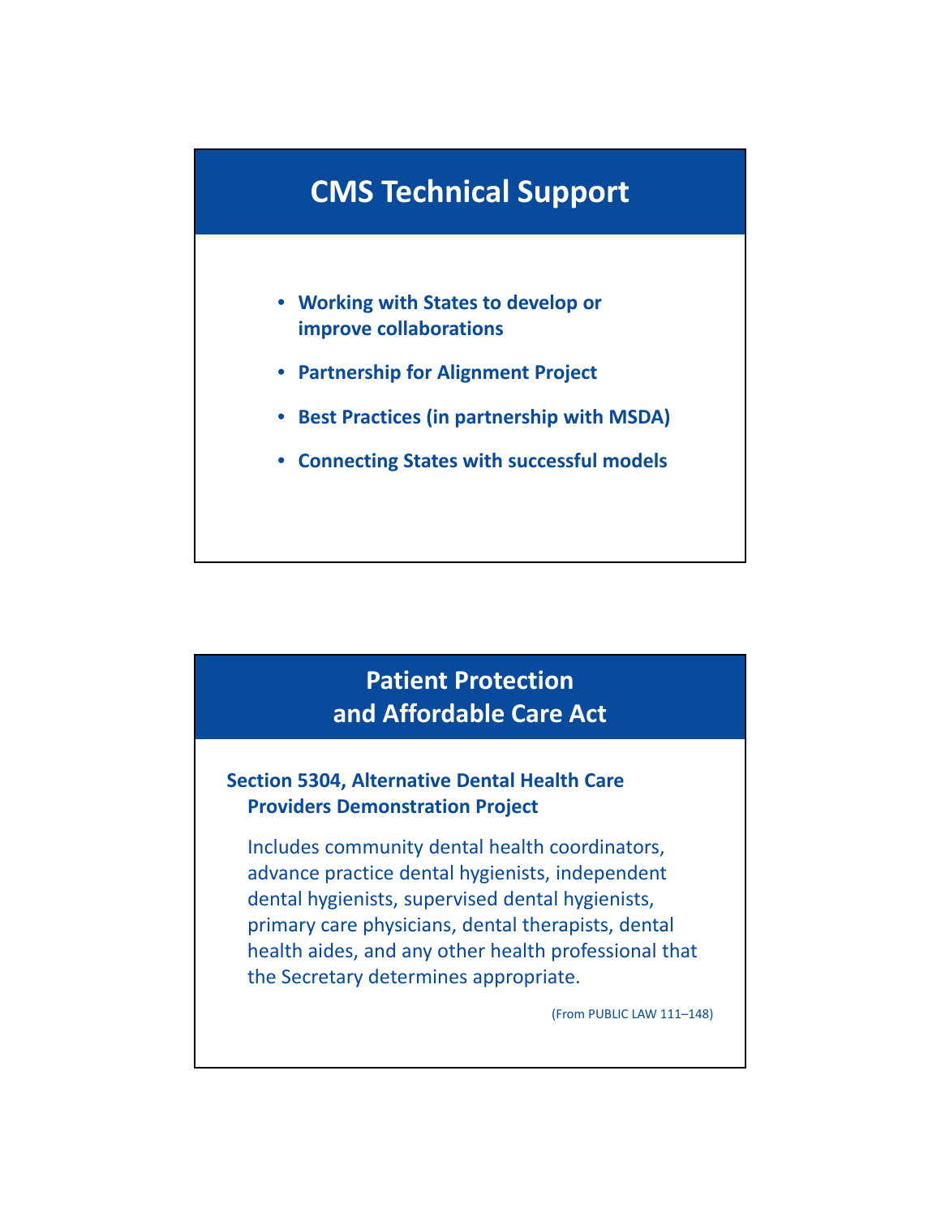## CMS Technical Support

- **Working with States to develop or improve collaborations**
- **Partnership for Alignment Project**
- **Best Practices (in partnership with MSDA)**
- **Connecting States with successful models**

## Patient Protection and Affordable Care Act

**Section 5304, Alternative Dental Health Care Providers Demonstration Project**

Includes community dental health coordinators, advance practice dental hygienists, independent dental hygienists, supervised dental hygienists, primary care physicians, dental therapists, dental health aides, and any other health professional that the Secretary determines appropriate.

(From PUBLIC LAW 111–148)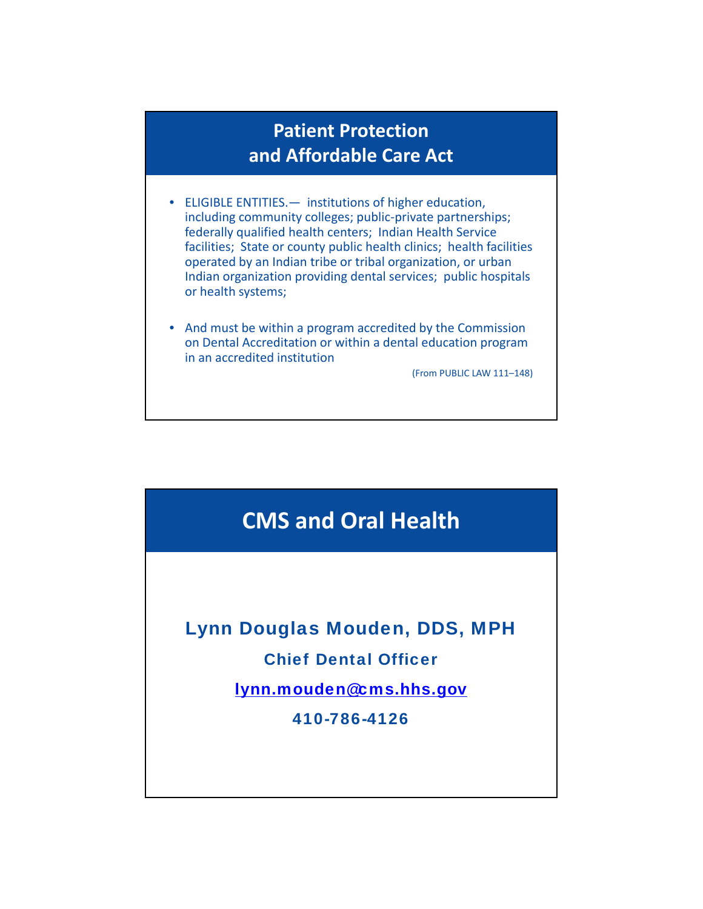## Patient Protection and Affordable Care Act

- ELIGIBLE ENTITIES.— institutions of higher education, including community colleges; public-private partnerships; federally qualified health centers; Indian Health Service facilities; State or county public health clinics; health facilities operated by an Indian tribe or tribal organization, or urban Indian organization providing dental services; public hospitals or health systems;
- And must be within a program accredited by the Commission on Dental Accreditation or within a dental education program in an accredited institution

(From PUBLIC LAW 111–148)

## CMS and Oral Health

**Lynn Douglas Mouden, DDS, MPH**

**Chief Dental Officer**

**lynn.mouden@cms.hhs.gov**

**410-786-4126**